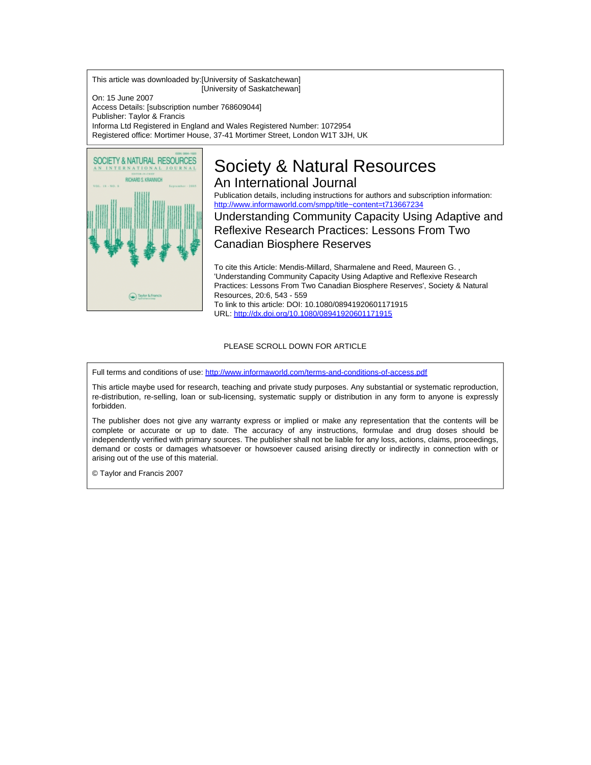This article was downloaded by:[University of Saskatchewan]
[University of Saskatchewan]

On: 15 June 2007

Access Details: [subscription number 768609044]

Publisher: Taylor & Francis

Informa Ltd Registered in England and Wales Registered Number: 1072954

Registered office: Mortimer House, 37-41 Mortimer Street, London W1T 3JH, UK

# Society & Natural Resources

## An International Journal

Publication details, including instructions for authors and subscription information:
http://www.informaworld.com/smpp/title~content=t713667234

## Understanding Community Capacity Using Adaptive and Reflexive Research Practices: Lessons From Two Canadian Biosphere Reserves

To cite this Article: Mendis-Millard, Sharmalene and Reed, Maureen G. , 'Understanding Community Capacity Using Adaptive and Reflexive Research Practices: Lessons From Two Canadian Biosphere Reserves', Society & Natural Resources, 20:6, 543 - 559

To link to this article: DOI: 10.1080/08941920601171915

URL: http://dx.doi.org/10.1080/08941920601171915

PLEASE SCROLL DOWN FOR ARTICLE

Full terms and conditions of use: http://www.informaworld.com/terms-and-conditions-of-access.pdf

This article maybe used for research, teaching and private study purposes. Any substantial or systematic reproduction, re-distribution, re-selling, loan or sub-licensing, systematic supply or distribution in any form to anyone is expressly forbidden.

The publisher does not give any warranty express or implied or make any representation that the contents will be complete or accurate or up to date. The accuracy of any instructions, formulae and drug doses should be independently verified with primary sources. The publisher shall not be liable for any loss, actions, claims, proceedings, demand or costs or damages whatsoever or howsoever caused arising directly or indirectly in connection with or arising out of the use of this material.

© Taylor and Francis 2007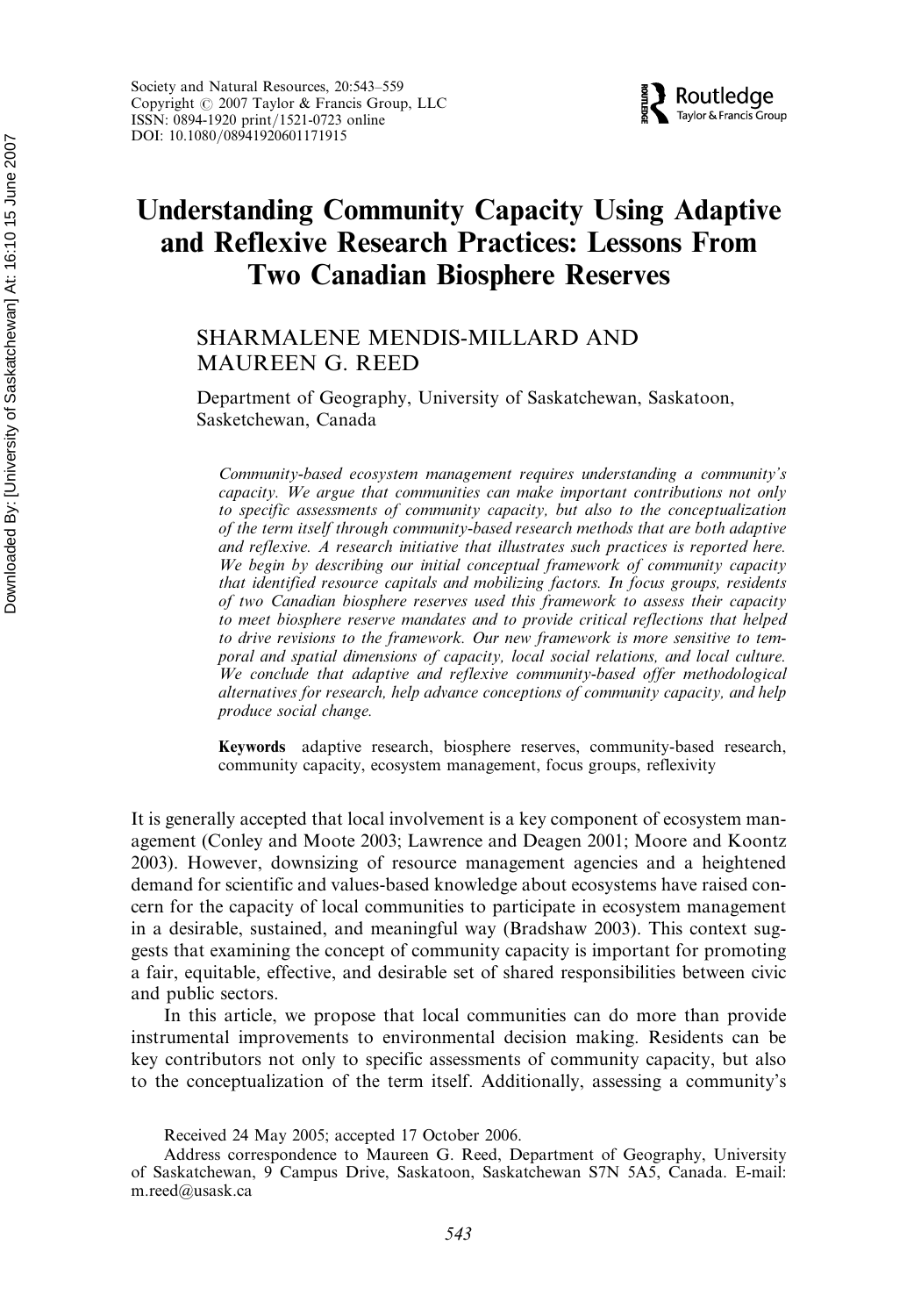# Understanding Community Capacity Using Adaptive and Reflexive Research Practices: Lessons From Two Canadian Biosphere Reserves

SHARMALENE MENDIS-MILLARD AND MAUREEN G. REED

Department of Geography, University of Saskatchewan, Saskatoon, Sasketchewan, Canada

*Community-based ecosystem management requires understanding a community's capacity. We argue that communities can make important contributions not only to specific assessments of community capacity, but also to the conceptualization of the term itself through community-based research methods that are both adaptive and reflexive. A research initiative that illustrates such practices is reported here. We begin by describing our initial conceptual framework of community capacity that identified resource capitals and mobilizing factors. In focus groups, residents of two Canadian biosphere reserves used this framework to assess their capacity to meet biosphere reserve mandates and to provide critical reflections that helped to drive revisions to the framework. Our new framework is more sensitive to temporal and spatial dimensions of capacity, local social relations, and local culture. We conclude that adaptive and reflexive community-based offer methodological alternatives for research, help advance conceptions of community capacity, and help produce social change.*

**Keywords** adaptive research, biosphere reserves, community-based research, community capacity, ecosystem management, focus groups, reflexivity

It is generally accepted that local involvement is a key component of ecosystem management (Conley and Moote 2003; Lawrence and Deagen 2001; Moore and Koontz 2003). However, downsizing of resource management agencies and a heightened demand for scientific and values-based knowledge about ecosystems have raised concern for the capacity of local communities to participate in ecosystem management in a desirable, sustained, and meaningful way (Bradshaw 2003). This context suggests that examining the concept of community capacity is important for promoting a fair, equitable, effective, and desirable set of shared responsibilities between civic and public sectors.

In this article, we propose that local communities can do more than provide instrumental improvements to environmental decision making. Residents can be key contributors not only to specific assessments of community capacity, but also to the conceptualization of the term itself. Additionally, assessing a community's

Received 24 May 2005; accepted 17 October 2006.

Address correspondence to Maureen G. Reed, Department of Geography, University of Saskatchewan, 9 Campus Drive, Saskatoon, Saskatchewan S7N 5A5, Canada. E-mail: m.reed@usask.ca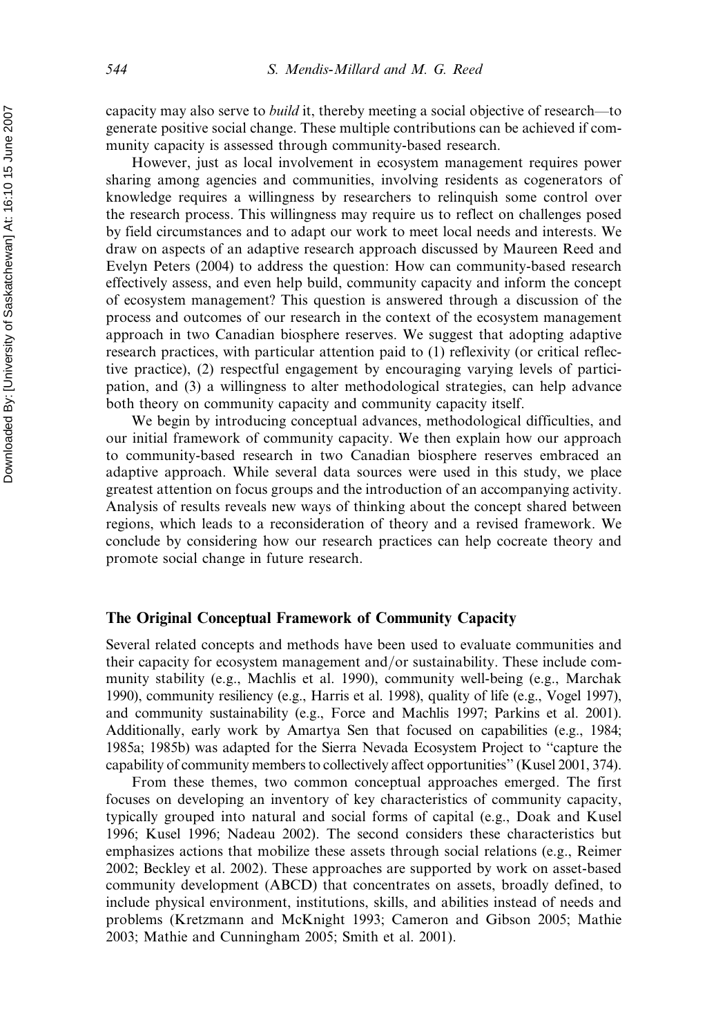capacity may also serve to *build* it, thereby meeting a social objective of research—to generate positive social change. These multiple contributions can be achieved if community capacity is assessed through community-based research.

However, just as local involvement in ecosystem management requires power sharing among agencies and communities, involving residents as cogenerators of knowledge requires a willingness by researchers to relinquish some control over the research process. This willingness may require us to reflect on challenges posed by field circumstances and to adapt our work to meet local needs and interests. We draw on aspects of an adaptive research approach discussed by Maureen Reed and Evelyn Peters (2004) to address the question: How can community-based research effectively assess, and even help build, community capacity and inform the concept of ecosystem management? This question is answered through a discussion of the process and outcomes of our research in the context of the ecosystem management approach in two Canadian biosphere reserves. We suggest that adopting adaptive research practices, with particular attention paid to (1) reflexivity (or critical reflective practice), (2) respectful engagement by encouraging varying levels of participation, and (3) a willingness to alter methodological strategies, can help advance both theory on community capacity and community capacity itself.

We begin by introducing conceptual advances, methodological difficulties, and our initial framework of community capacity. We then explain how our approach to community-based research in two Canadian biosphere reserves embraced an adaptive approach. While several data sources were used in this study, we place greatest attention on focus groups and the introduction of an accompanying activity. Analysis of results reveals new ways of thinking about the concept shared between regions, which leads to a reconsideration of theory and a revised framework. We conclude by considering how our research practices can help cocreate theory and promote social change in future research.

## The Original Conceptual Framework of Community Capacity

Several related concepts and methods have been used to evaluate communities and their capacity for ecosystem management and/or sustainability. These include community stability (e.g., Machlis et al. 1990), community well-being (e.g., Marchak 1990), community resiliency (e.g., Harris et al. 1998), quality of life (e.g., Vogel 1997), and community sustainability (e.g., Force and Machlis 1997; Parkins et al. 2001). Additionally, early work by Amartya Sen that focused on capabilities (e.g., 1984; 1985a; 1985b) was adapted for the Sierra Nevada Ecosystem Project to "capture the capability of community members to collectively affect opportunities" (Kusel 2001, 374).

From these themes, two common conceptual approaches emerged. The first focuses on developing an inventory of key characteristics of community capacity, typically grouped into natural and social forms of capital (e.g., Doak and Kusel 1996; Kusel 1996; Nadeau 2002). The second considers these characteristics but emphasizes actions that mobilize these assets through social relations (e.g., Reimer 2002; Beckley et al. 2002). These approaches are supported by work on asset-based community development (ABCD) that concentrates on assets, broadly defined, to include physical environment, institutions, skills, and abilities instead of needs and problems (Kretzmann and McKnight 1993; Cameron and Gibson 2005; Mathie 2003; Mathie and Cunningham 2005; Smith et al. 2001).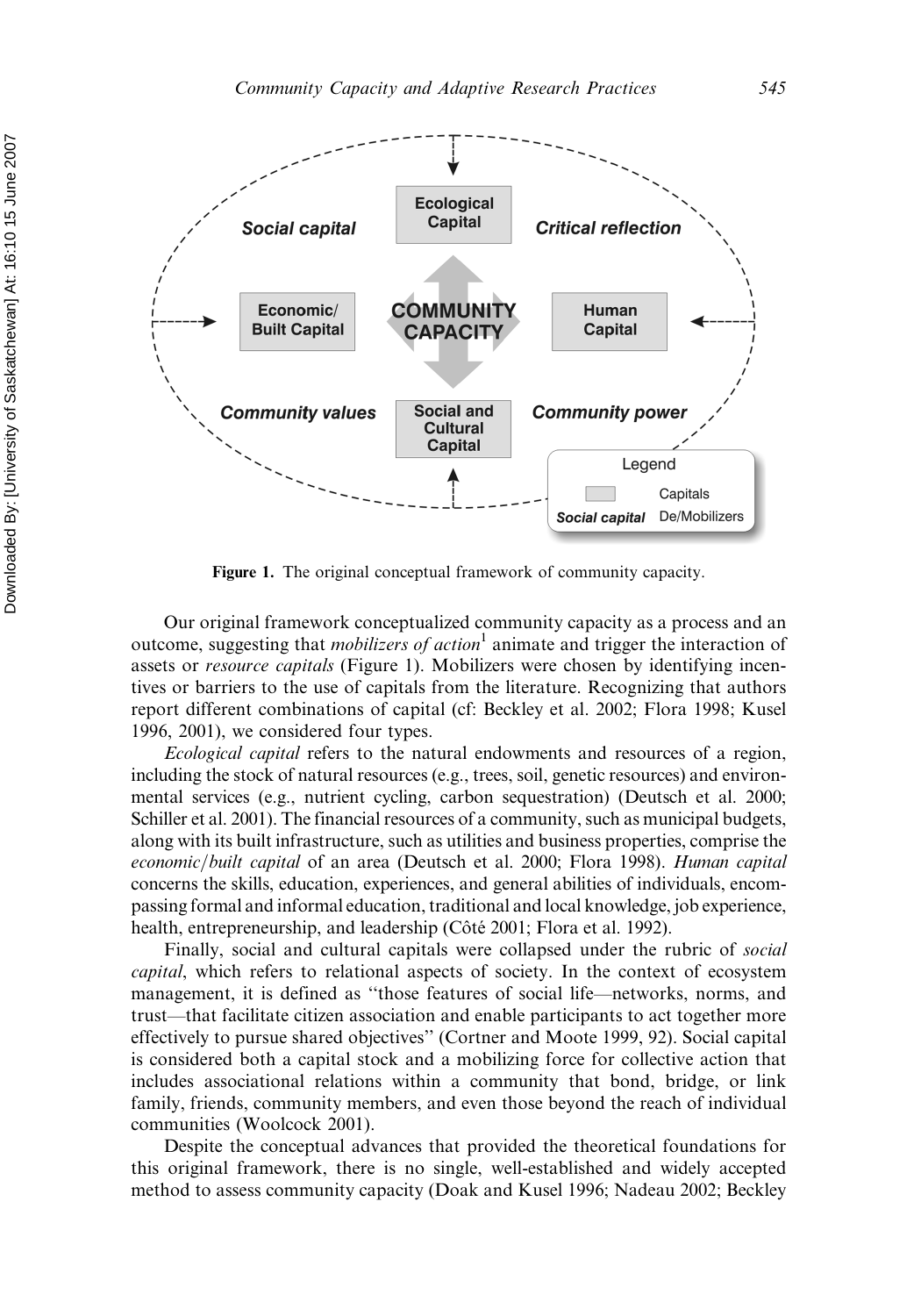**Figure 1.** The original conceptual framework of community capacity.

Our original framework conceptualized community capacity as a process and an outcome, suggesting that *mobilizers of action*[1] animate and trigger the interaction of assets or *resource capitals* (Figure 1). Mobilizers were chosen by identifying incentives or barriers to the use of capitals from the literature. Recognizing that authors report different combinations of capital (cf: Beckley et al. 2002; Flora 1998; Kusel 1996, 2001), we considered four types.

*Ecological capital* refers to the natural endowments and resources of a region, including the stock of natural resources (e.g., trees, soil, genetic resources) and environmental services (e.g., nutrient cycling, carbon sequestration) (Deutsch et al. 2000; Schiller et al. 2001). The financial resources of a community, such as municipal budgets, along with its built infrastructure, such as utilities and business properties, comprise the *economic/built capital* of an area (Deutsch et al. 2000; Flora 1998). *Human capital* concerns the skills, education, experiences, and general abilities of individuals, encompassing formal and informal education, traditional and local knowledge, job experience, health, entrepreneurship, and leadership (Côté 2001; Flora et al. 1992).

Finally, social and cultural capitals were collapsed under the rubric of *social capital*, which refers to relational aspects of society. In the context of ecosystem management, it is defined as "those features of social life—networks, norms, and trust—that facilitate citizen association and enable participants to act together more effectively to pursue shared objectives" (Cortner and Moote 1999, 92). Social capital is considered both a capital stock and a mobilizing force for collective action that includes associational relations within a community that bond, bridge, or link family, friends, community members, and even those beyond the reach of individual communities (Woolcock 2001).

Despite the conceptual advances that provided the theoretical foundations for this original framework, there is no single, well-established and widely accepted method to assess community capacity (Doak and Kusel 1996; Nadeau 2002; Beckley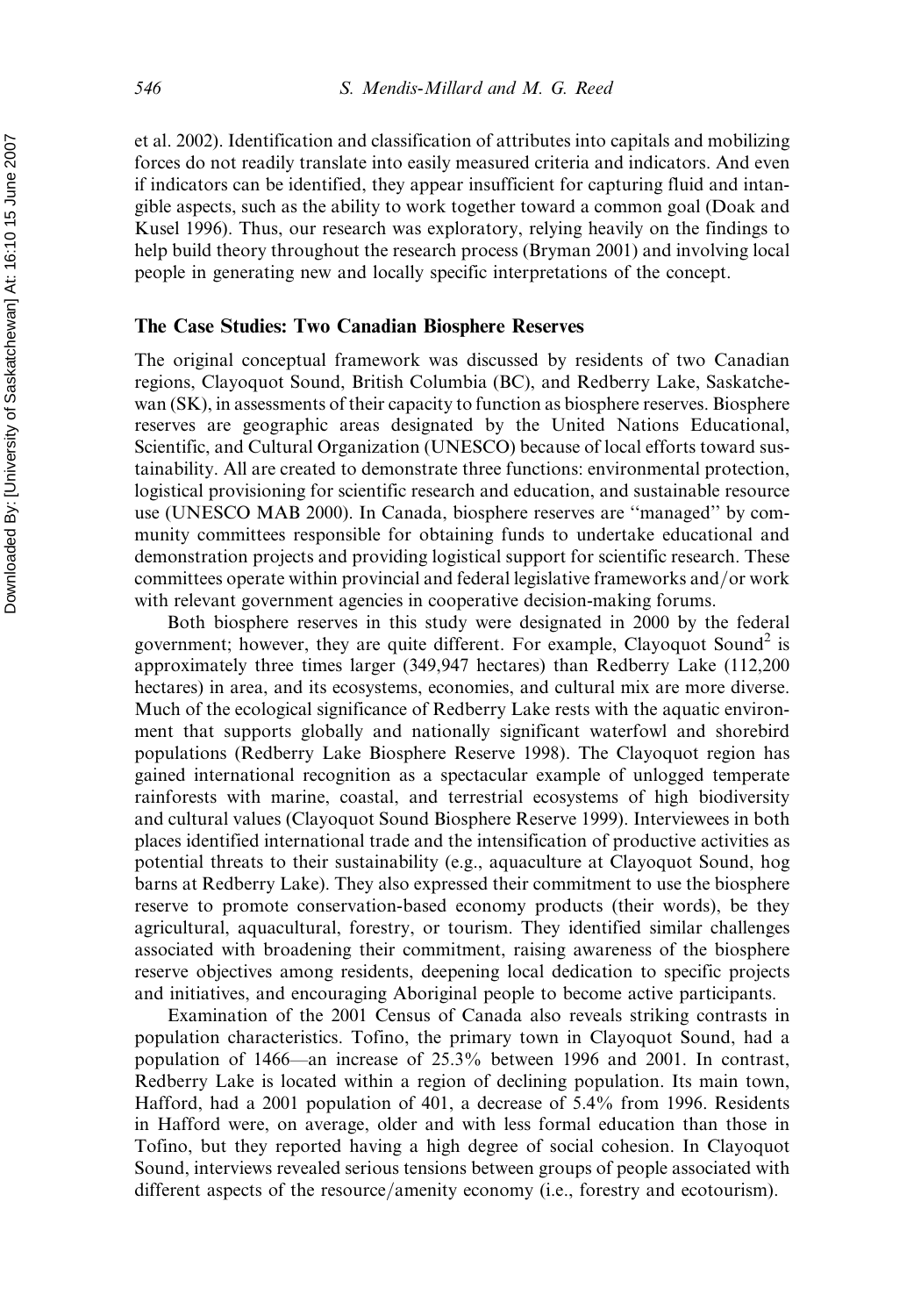et al. 2002). Identification and classification of attributes into capitals and mobilizing forces do not readily translate into easily measured criteria and indicators. And even if indicators can be identified, they appear insufficient for capturing fluid and intangible aspects, such as the ability to work together toward a common goal (Doak and Kusel 1996). Thus, our research was exploratory, relying heavily on the findings to help build theory throughout the research process (Bryman 2001) and involving local people in generating new and locally specific interpretations of the concept.

## The Case Studies: Two Canadian Biosphere Reserves

The original conceptual framework was discussed by residents of two Canadian regions, Clayoquot Sound, British Columbia (BC), and Redberry Lake, Saskatchewan (SK), in assessments of their capacity to function as biosphere reserves. Biosphere reserves are geographic areas designated by the United Nations Educational, Scientific, and Cultural Organization (UNESCO) because of local efforts toward sustainability. All are created to demonstrate three functions: environmental protection, logistical provisioning for scientific research and education, and sustainable resource use (UNESCO MAB 2000). In Canada, biosphere reserves are ''managed'' by community committees responsible for obtaining funds to undertake educational and demonstration projects and providing logistical support for scientific research. These committees operate within provincial and federal legislative frameworks and/or work with relevant government agencies in cooperative decision-making forums.

Both biosphere reserves in this study were designated in 2000 by the federal government; however, they are quite different. For example, Clayoquot Sound[2] is approximately three times larger (349,947 hectares) than Redberry Lake (112,200 hectares) in area, and its ecosystems, economies, and cultural mix are more diverse. Much of the ecological significance of Redberry Lake rests with the aquatic environment that supports globally and nationally significant waterfowl and shorebird populations (Redberry Lake Biosphere Reserve 1998). The Clayoquot region has gained international recognition as a spectacular example of unlogged temperate rainforests with marine, coastal, and terrestrial ecosystems of high biodiversity and cultural values (Clayoquot Sound Biosphere Reserve 1999). Interviewees in both places identified international trade and the intensification of productive activities as potential threats to their sustainability (e.g., aquaculture at Clayoquot Sound, hog barns at Redberry Lake). They also expressed their commitment to use the biosphere reserve to promote conservation-based economy products (their words), be they agricultural, aquacultural, forestry, or tourism. They identified similar challenges associated with broadening their commitment, raising awareness of the biosphere reserve objectives among residents, deepening local dedication to specific projects and initiatives, and encouraging Aboriginal people to become active participants.

Examination of the 2001 Census of Canada also reveals striking contrasts in population characteristics. Tofino, the primary town in Clayoquot Sound, had a population of 1466—an increase of 25.3% between 1996 and 2001. In contrast, Redberry Lake is located within a region of declining population. Its main town, Hafford, had a 2001 population of 401, a decrease of 5.4% from 1996. Residents in Hafford were, on average, older and with less formal education than those in Tofino, but they reported having a high degree of social cohesion. In Clayoquot Sound, interviews revealed serious tensions between groups of people associated with different aspects of the resource/amenity economy (i.e., forestry and ecotourism).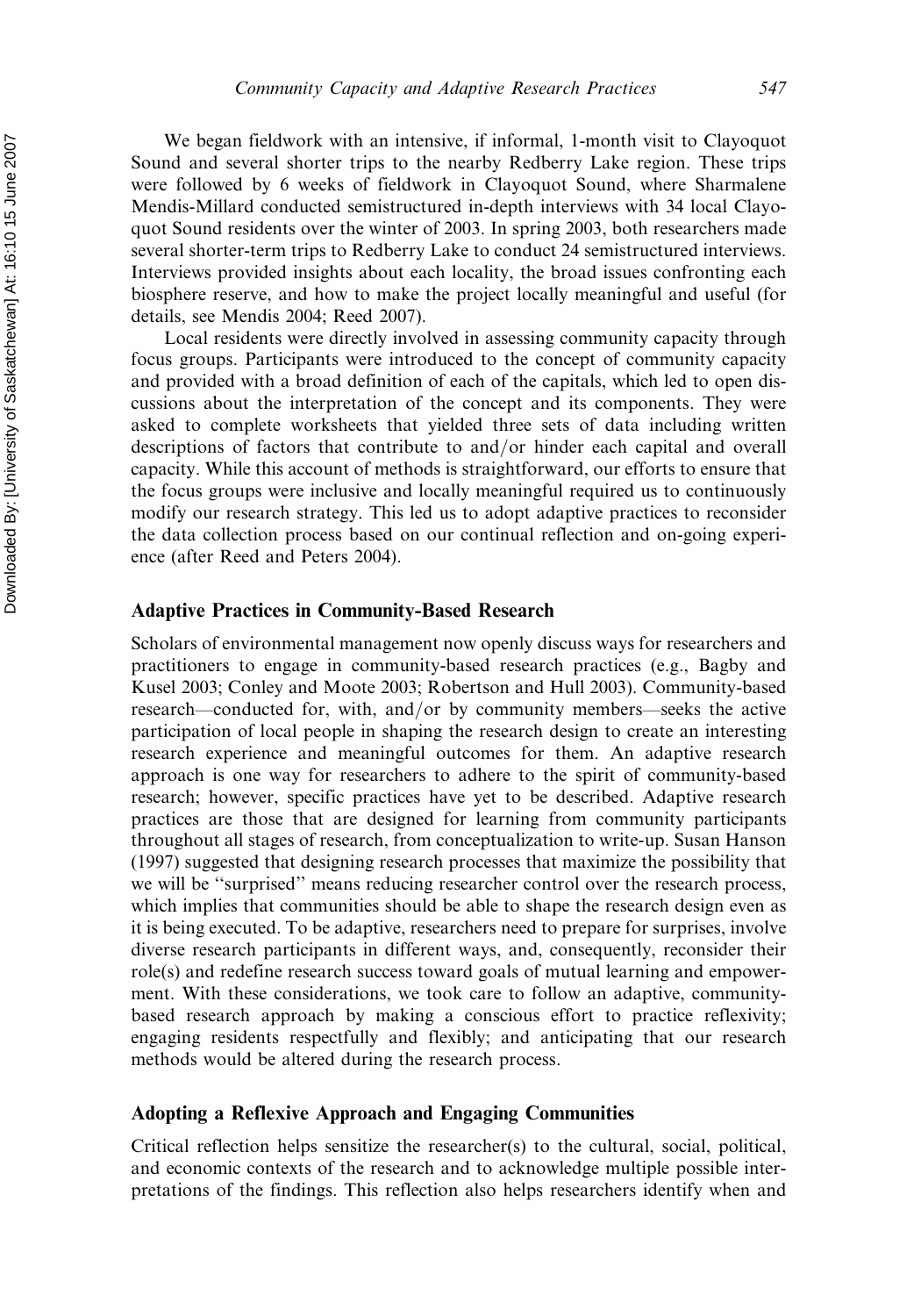We began fieldwork with an intensive, if informal, 1-month visit to Clayoquot Sound and several shorter trips to the nearby Redberry Lake region. These trips were followed by 6 weeks of fieldwork in Clayoquot Sound, where Sharmalene Mendis-Millard conducted semistructured in-depth interviews with 34 local Clayoquot Sound residents over the winter of 2003. In spring 2003, both researchers made several shorter-term trips to Redberry Lake to conduct 24 semistructured interviews. Interviews provided insights about each locality, the broad issues confronting each biosphere reserve, and how to make the project locally meaningful and useful (for details, see Mendis 2004; Reed 2007).

Local residents were directly involved in assessing community capacity through focus groups. Participants were introduced to the concept of community capacity and provided with a broad definition of each of the capitals, which led to open discussions about the interpretation of the concept and its components. They were asked to complete worksheets that yielded three sets of data including written descriptions of factors that contribute to and/or hinder each capital and overall capacity. While this account of methods is straightforward, our efforts to ensure that the focus groups were inclusive and locally meaningful required us to continuously modify our research strategy. This led us to adopt adaptive practices to reconsider the data collection process based on our continual reflection and on-going experience (after Reed and Peters 2004).

## Adaptive Practices in Community-Based Research

Scholars of environmental management now openly discuss ways for researchers and practitioners to engage in community-based research practices (e.g., Bagby and Kusel 2003; Conley and Moote 2003; Robertson and Hull 2003). Community-based research—conducted for, with, and/or by community members—seeks the active participation of local people in shaping the research design to create an interesting research experience and meaningful outcomes for them. An adaptive research approach is one way for researchers to adhere to the spirit of community-based research; however, specific practices have yet to be described. Adaptive research practices are those that are designed for learning from community participants throughout all stages of research, from conceptualization to write-up. Susan Hanson (1997) suggested that designing research processes that maximize the possibility that we will be "surprised" means reducing researcher control over the research process, which implies that communities should be able to shape the research design even as it is being executed. To be adaptive, researchers need to prepare for surprises, involve diverse research participants in different ways, and, consequently, reconsider their role(s) and redefine research success toward goals of mutual learning and empowerment. With these considerations, we took care to follow an adaptive, community-based research approach by making a conscious effort to practice reflexivity; engaging residents respectfully and flexibly; and anticipating that our research methods would be altered during the research process.

## Adopting a Reflexive Approach and Engaging Communities

Critical reflection helps sensitize the researcher(s) to the cultural, social, political, and economic contexts of the research and to acknowledge multiple possible interpretations of the findings. This reflection also helps researchers identify when and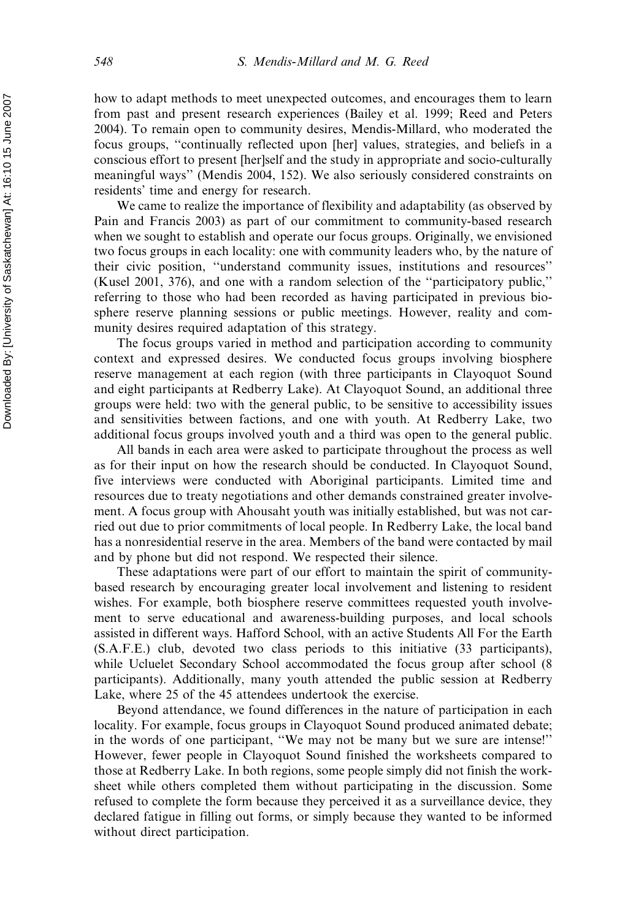how to adapt methods to meet unexpected outcomes, and encourages them to learn from past and present research experiences (Bailey et al. 1999; Reed and Peters 2004). To remain open to community desires, Mendis-Millard, who moderated the focus groups, ''continually reflected upon [her] values, strategies, and beliefs in a conscious effort to present [her]self and the study in appropriate and socio-culturally meaningful ways'' (Mendis 2004, 152). We also seriously considered constraints on residents' time and energy for research.

We came to realize the importance of flexibility and adaptability (as observed by Pain and Francis 2003) as part of our commitment to community-based research when we sought to establish and operate our focus groups. Originally, we envisioned two focus groups in each locality: one with community leaders who, by the nature of their civic position, ''understand community issues, institutions and resources'' (Kusel 2001, 376), and one with a random selection of the ''participatory public,'' referring to those who had been recorded as having participated in previous biosphere reserve planning sessions or public meetings. However, reality and community desires required adaptation of this strategy.

The focus groups varied in method and participation according to community context and expressed desires. We conducted focus groups involving biosphere reserve management at each region (with three participants in Clayoquot Sound and eight participants at Redberry Lake). At Clayoquot Sound, an additional three groups were held: two with the general public, to be sensitive to accessibility issues and sensitivities between factions, and one with youth. At Redberry Lake, two additional focus groups involved youth and a third was open to the general public.

All bands in each area were asked to participate throughout the process as well as for their input on how the research should be conducted. In Clayoquot Sound, five interviews were conducted with Aboriginal participants. Limited time and resources due to treaty negotiations and other demands constrained greater involvement. A focus group with Ahousaht youth was initially established, but was not carried out due to prior commitments of local people. In Redberry Lake, the local band has a nonresidential reserve in the area. Members of the band were contacted by mail and by phone but did not respond. We respected their silence.

These adaptations were part of our effort to maintain the spirit of community-based research by encouraging greater local involvement and listening to resident wishes. For example, both biosphere reserve committees requested youth involvement to serve educational and awareness-building purposes, and local schools assisted in different ways. Hafford School, with an active Students All For the Earth (S.A.F.E.) club, devoted two class periods to this initiative (33 participants), while Ucluelet Secondary School accommodated the focus group after school (8 participants). Additionally, many youth attended the public session at Redberry Lake, where 25 of the 45 attendees undertook the exercise.

Beyond attendance, we found differences in the nature of participation in each locality. For example, focus groups in Clayoquot Sound produced animated debate; in the words of one participant, ''We may not be many but we sure are intense!'' However, fewer people in Clayoquot Sound finished the worksheets compared to those at Redberry Lake. In both regions, some people simply did not finish the worksheet while others completed them without participating in the discussion. Some refused to complete the form because they perceived it as a surveillance device, they declared fatigue in filling out forms, or simply because they wanted to be informed without direct participation.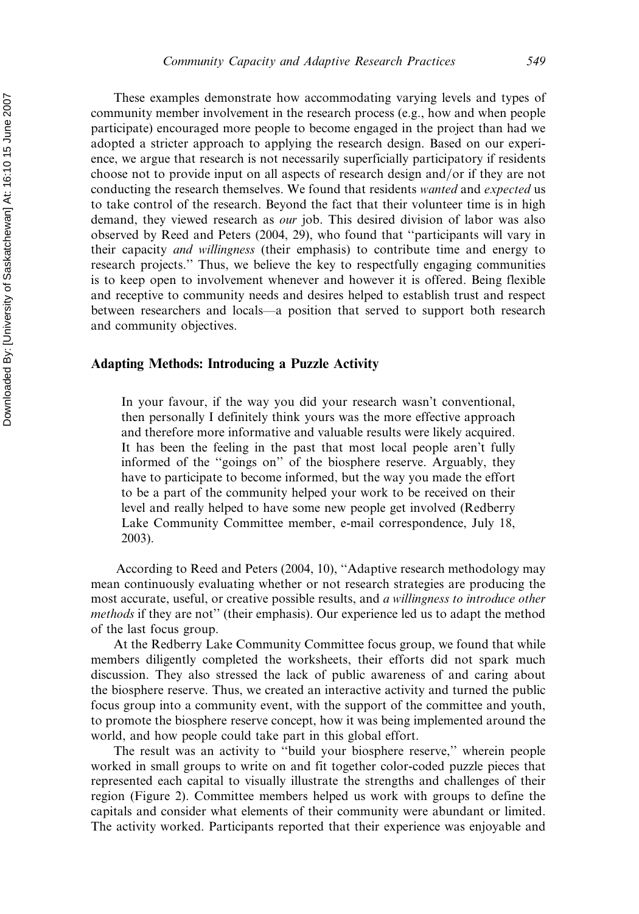These examples demonstrate how accommodating varying levels and types of community member involvement in the research process (e.g., how and when people participate) encouraged more people to become engaged in the project than had we adopted a stricter approach to applying the research design. Based on our experience, we argue that research is not necessarily superficially participatory if residents choose not to provide input on all aspects of research design and/or if they are not conducting the research themselves. We found that residents *wanted* and *expected* us to take control of the research. Beyond the fact that their volunteer time is in high demand, they viewed research as *our* job. This desired division of labor was also observed by Reed and Peters (2004, 29), who found that ''participants will vary in their capacity *and willingness* (their emphasis) to contribute time and energy to research projects.'' Thus, we believe the key to respectfully engaging communities is to keep open to involvement whenever and however it is offered. Being flexible and receptive to community needs and desires helped to establish trust and respect between researchers and locals—a position that served to support both research and community objectives.

## Adapting Methods: Introducing a Puzzle Activity

> In your favour, if the way you did your research wasn't conventional, then personally I definitely think yours was the more effective approach and therefore more informative and valuable results were likely acquired. It has been the feeling in the past that most local people aren't fully informed of the ''goings on'' of the biosphere reserve. Arguably, they have to participate to become informed, but the way you made the effort to be a part of the community helped your work to be received on their level and really helped to have some new people get involved (Redberry Lake Community Committee member, e-mail correspondence, July 18, 2003).

According to Reed and Peters (2004, 10), ''Adaptive research methodology may mean continuously evaluating whether or not research strategies are producing the most accurate, useful, or creative possible results, and *a willingness to introduce other methods* if they are not'' (their emphasis). Our experience led us to adapt the method of the last focus group.

At the Redberry Lake Community Committee focus group, we found that while members diligently completed the worksheets, their efforts did not spark much discussion. They also stressed the lack of public awareness of and caring about the biosphere reserve. Thus, we created an interactive activity and turned the public focus group into a community event, with the support of the committee and youth, to promote the biosphere reserve concept, how it was being implemented around the world, and how people could take part in this global effort.

The result was an activity to ''build your biosphere reserve,'' wherein people worked in small groups to write on and fit together color-coded puzzle pieces that represented each capital to visually illustrate the strengths and challenges of their region (Figure 2). Committee members helped us work with groups to define the capitals and consider what elements of their community were abundant or limited. The activity worked. Participants reported that their experience was enjoyable and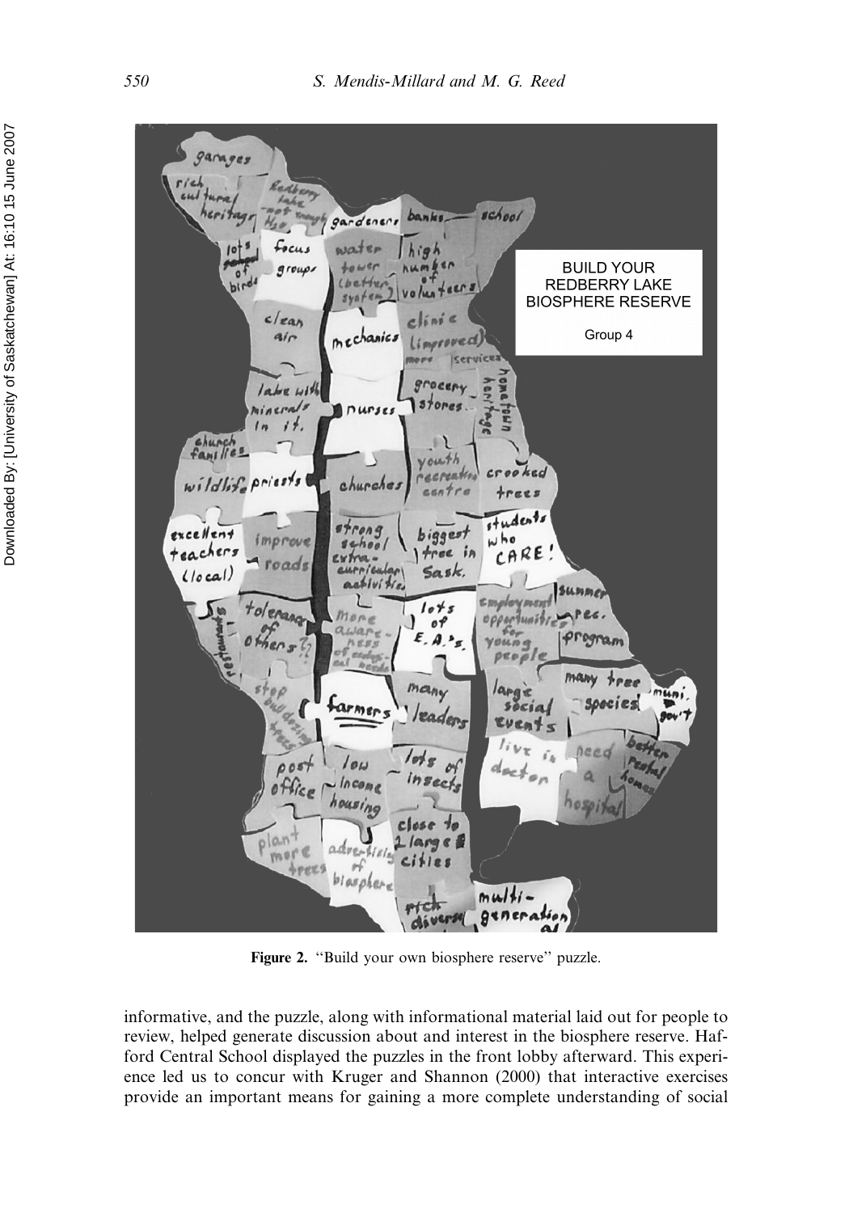Figure 2. "Build your own biosphere reserve" puzzle.

informative, and the puzzle, along with informational material laid out for people to review, helped generate discussion about and interest in the biosphere reserve. Hafford Central School displayed the puzzles in the front lobby afterward. This experience led us to concur with Kruger and Shannon (2000) that interactive exercises provide an important means for gaining a more complete understanding of social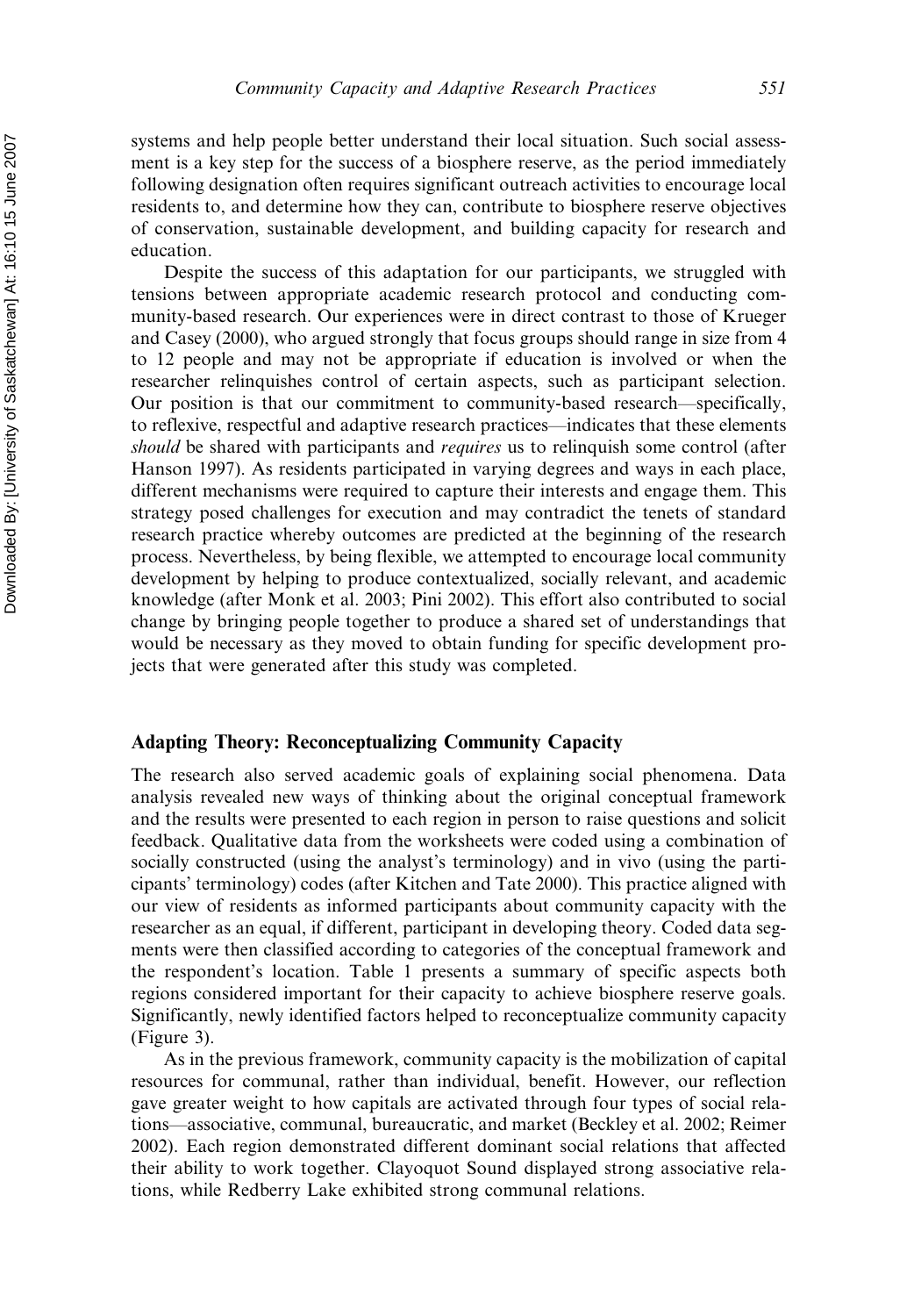systems and help people better understand their local situation. Such social assessment is a key step for the success of a biosphere reserve, as the period immediately following designation often requires significant outreach activities to encourage local residents to, and determine how they can, contribute to biosphere reserve objectives of conservation, sustainable development, and building capacity for research and education.

Despite the success of this adaptation for our participants, we struggled with tensions between appropriate academic research protocol and conducting community-based research. Our experiences were in direct contrast to those of Krueger and Casey (2000), who argued strongly that focus groups should range in size from 4 to 12 people and may not be appropriate if education is involved or when the researcher relinquishes control of certain aspects, such as participant selection. Our position is that our commitment to community-based research—specifically, to reflexive, respectful and adaptive research practices—indicates that these elements *should* be shared with participants and *requires* us to relinquish some control (after Hanson 1997). As residents participated in varying degrees and ways in each place, different mechanisms were required to capture their interests and engage them. This strategy posed challenges for execution and may contradict the tenets of standard research practice whereby outcomes are predicted at the beginning of the research process. Nevertheless, by being flexible, we attempted to encourage local community development by helping to produce contextualized, socially relevant, and academic knowledge (after Monk et al. 2003; Pini 2002). This effort also contributed to social change by bringing people together to produce a shared set of understandings that would be necessary as they moved to obtain funding for specific development projects that were generated after this study was completed.

## Adapting Theory: Reconceptualizing Community Capacity

The research also served academic goals of explaining social phenomena. Data analysis revealed new ways of thinking about the original conceptual framework and the results were presented to each region in person to raise questions and solicit feedback. Qualitative data from the worksheets were coded using a combination of socially constructed (using the analyst's terminology) and in vivo (using the participants' terminology) codes (after Kitchen and Tate 2000). This practice aligned with our view of residents as informed participants about community capacity with the researcher as an equal, if different, participant in developing theory. Coded data segments were then classified according to categories of the conceptual framework and the respondent's location. Table 1 presents a summary of specific aspects both regions considered important for their capacity to achieve biosphere reserve goals. Significantly, newly identified factors helped to reconceptualize community capacity (Figure 3).

As in the previous framework, community capacity is the mobilization of capital resources for communal, rather than individual, benefit. However, our reflection gave greater weight to how capitals are activated through four types of social relations—associative, communal, bureaucratic, and market (Beckley et al. 2002; Reimer 2002). Each region demonstrated different dominant social relations that affected their ability to work together. Clayoquot Sound displayed strong associative relations, while Redberry Lake exhibited strong communal relations.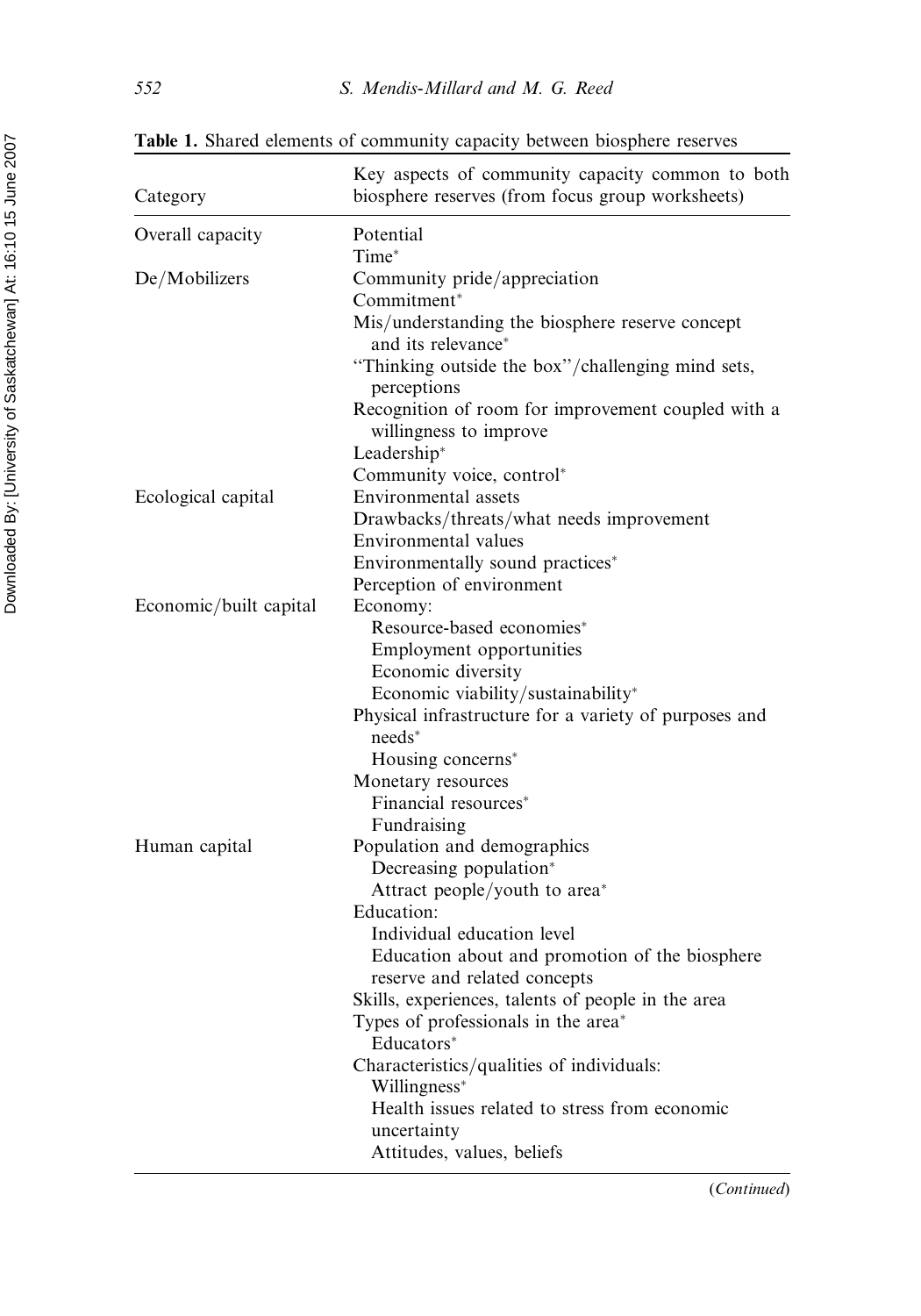**Table 1.** Shared elements of community capacity between biosphere reserves

| Category | Key aspects of community capacity common to both biosphere reserves (from focus group worksheets) |
|---|---|
| Overall capacity | Potential |
| | Time* |
| De/Mobilizers | Community pride/appreciation |
| | Commitment* |
| | Mis/understanding the biosphere reserve concept and its relevance* |
| | "Thinking outside the box"/challenging mind sets, perceptions |
| | Recognition of room for improvement coupled with a willingness to improve |
| | Leadership* |
| | Community voice, control* |
| Ecological capital | Environmental assets |
| | Drawbacks/threats/what needs improvement |
| | Environmental values |
| | Environmentally sound practices* |
| | Perception of environment |
| Economic/built capital | Economy: |
| | Resource-based economies* |
| | Employment opportunities |
| | Economic diversity |
| | Economic viability/sustainability* |
| | Physical infrastructure for a variety of purposes and needs* |
| | Housing concerns* |
| | Monetary resources |
| | Financial resources* |
| | Fundraising |
| Human capital | Population and demographics |
| | Decreasing population* |
| | Attract people/youth to area* |
| | Education: |
| | Individual education level |
| | Education about and promotion of the biosphere reserve and related concepts |
| | Skills, experiences, talents of people in the area |
| | Types of professionals in the area* |
| | Educators* |
| | Characteristics/qualities of individuals: |
| | Willingness* |
| | Health issues related to stress from economic uncertainty |
| | Attitudes, values, beliefs |

(*Continued*)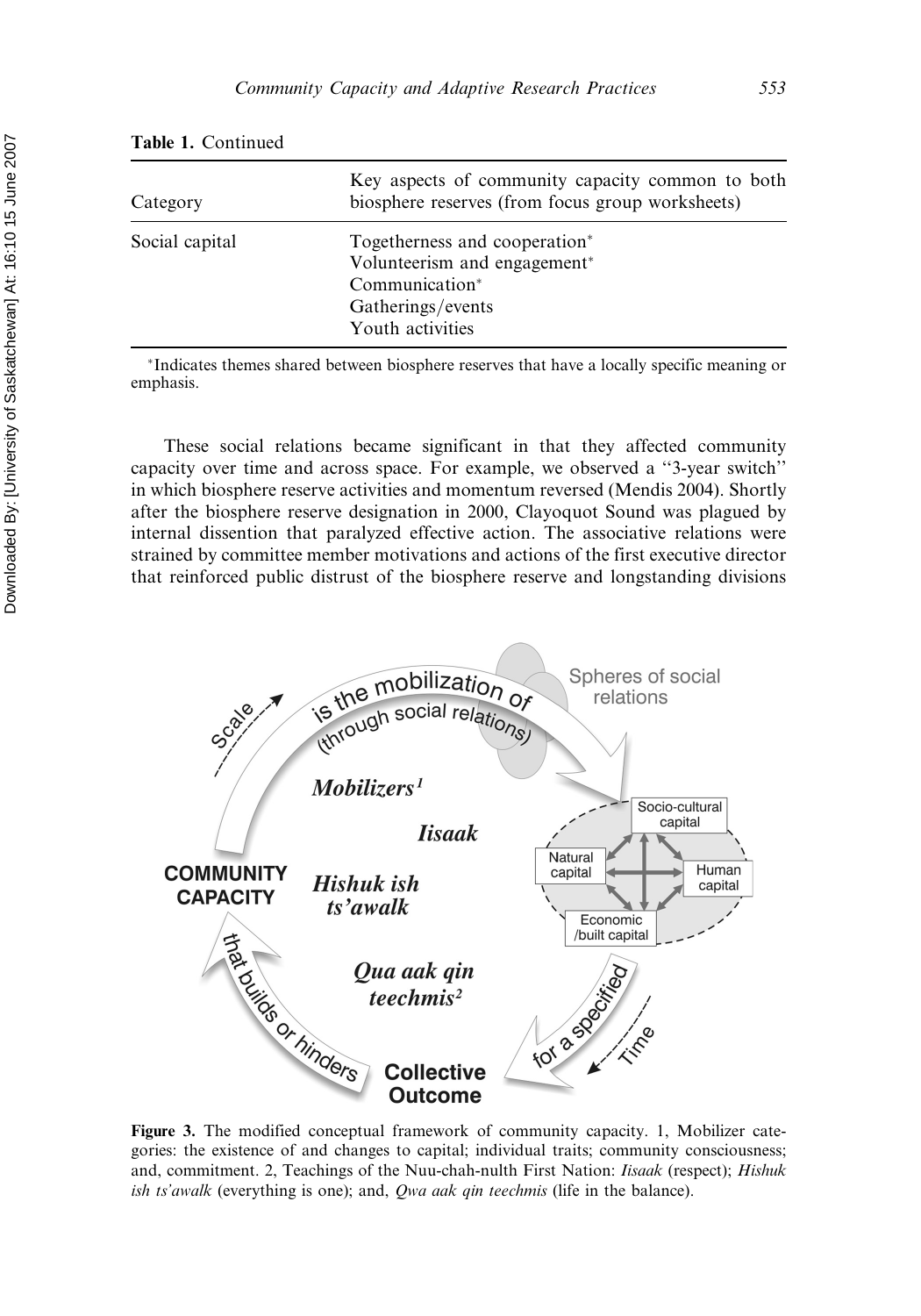**Table 1.** Continued

| Category | Key aspects of community capacity common to both biosphere reserves (from focus group worksheets) |
|---|---|
| Social capital | Togetherness and cooperation* <br> Volunteerism and engagement* <br> Communication* <br> Gatherings/events <br> Youth activities |

*Indicates themes shared between biosphere reserves that have a locally specific meaning or emphasis.

These social relations became significant in that they affected community capacity over time and across space. For example, we observed a "3-year switch" in which biosphere reserve activities and momentum reversed (Mendis 2004). Shortly after the biosphere reserve designation in 2000, Clayoquot Sound was plagued by internal dissention that paralyzed effective action. The associative relations were strained by committee member motivations and actions of the first executive director that reinforced public distrust of the biosphere reserve and longstanding divisions

**Figure 3.** The modified conceptual framework of community capacity. 1, Mobilizer categories: the existence of and changes to capital; individual traits; community consciousness; and, commitment. 2, Teachings of the Nuu-chah-nulth First Nation: *Iisaak* (respect); *Hishuk ish ts'awalk* (everything is one); and, *Qwa aak qin teechmis* (life in the balance).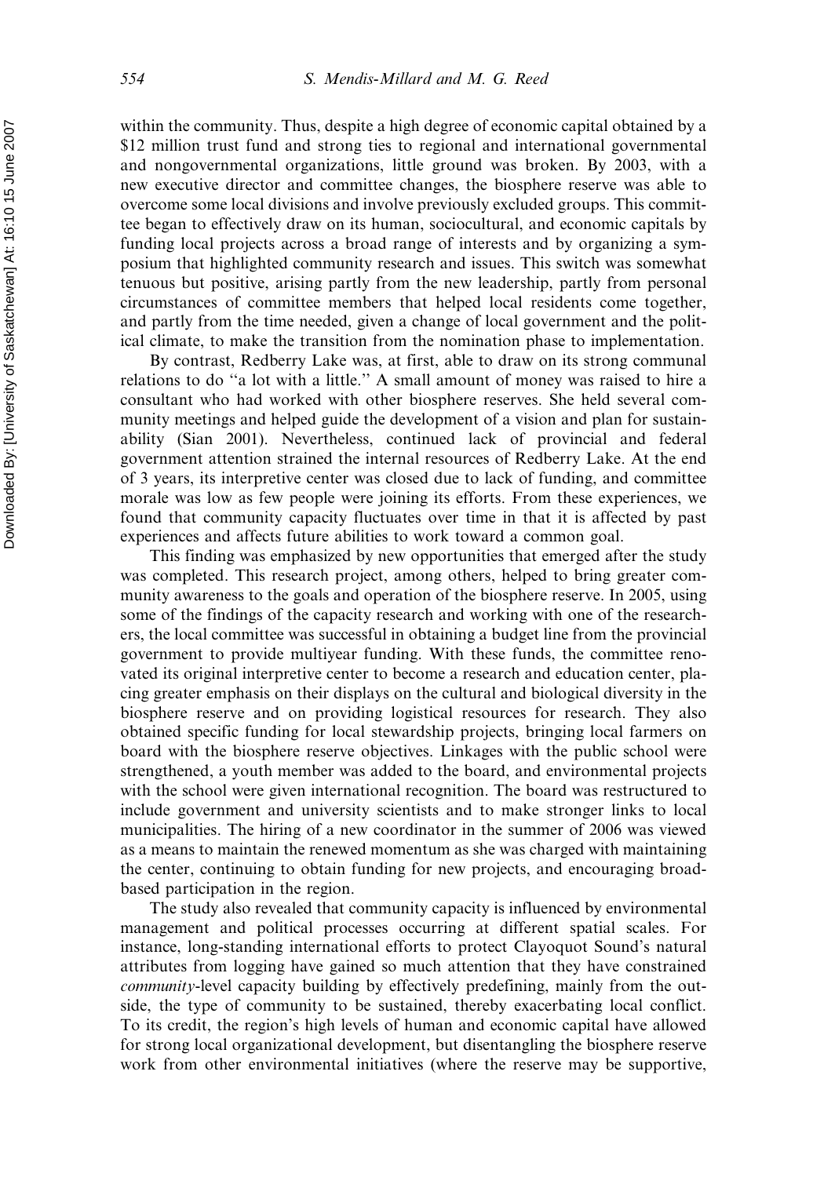within the community. Thus, despite a high degree of economic capital obtained by a $12 million trust fund and strong ties to regional and international governmental and nongovernmental organizations, little ground was broken. By 2003, with a new executive director and committee changes, the biosphere reserve was able to overcome some local divisions and involve previously excluded groups. This committee began to effectively draw on its human, sociocultural, and economic capitals by funding local projects across a broad range of interests and by organizing a symposium that highlighted community research and issues. This switch was somewhat tenuous but positive, arising partly from the new leadership, partly from personal circumstances of committee members that helped local residents come together, and partly from the time needed, given a change of local government and the political climate, to make the transition from the nomination phase to implementation.

By contrast, Redberry Lake was, at first, able to draw on its strong communal relations to do "a lot with a little." A small amount of money was raised to hire a consultant who had worked with other biosphere reserves. She held several community meetings and helped guide the development of a vision and plan for sustainability (Sian 2001). Nevertheless, continued lack of provincial and federal government attention strained the internal resources of Redberry Lake. At the end of 3 years, its interpretive center was closed due to lack of funding, and committee morale was low as few people were joining its efforts. From these experiences, we found that community capacity fluctuates over time in that it is affected by past experiences and affects future abilities to work toward a common goal.

This finding was emphasized by new opportunities that emerged after the study was completed. This research project, among others, helped to bring greater community awareness to the goals and operation of the biosphere reserve. In 2005, using some of the findings of the capacity research and working with one of the researchers, the local committee was successful in obtaining a budget line from the provincial government to provide multiyear funding. With these funds, the committee renovated its original interpretive center to become a research and education center, placing greater emphasis on their displays on the cultural and biological diversity in the biosphere reserve and on providing logistical resources for research. They also obtained specific funding for local stewardship projects, bringing local farmers on board with the biosphere reserve objectives. Linkages with the public school were strengthened, a youth member was added to the board, and environmental projects with the school were given international recognition. The board was restructured to include government and university scientists and to make stronger links to local municipalities. The hiring of a new coordinator in the summer of 2006 was viewed as a means to maintain the renewed momentum as she was charged with maintaining the center, continuing to obtain funding for new projects, and encouraging broad-based participation in the region.

The study also revealed that community capacity is influenced by environmental management and political processes occurring at different spatial scales. For instance, long-standing international efforts to protect Clayoquot Sound's natural attributes from logging have gained so much attention that they have constrained *community*-level capacity building by effectively predefining, mainly from the outside, the type of community to be sustained, thereby exacerbating local conflict. To its credit, the region's high levels of human and economic capital have allowed for strong local organizational development, but disentangling the biosphere reserve work from other environmental initiatives (where the reserve may be supportive,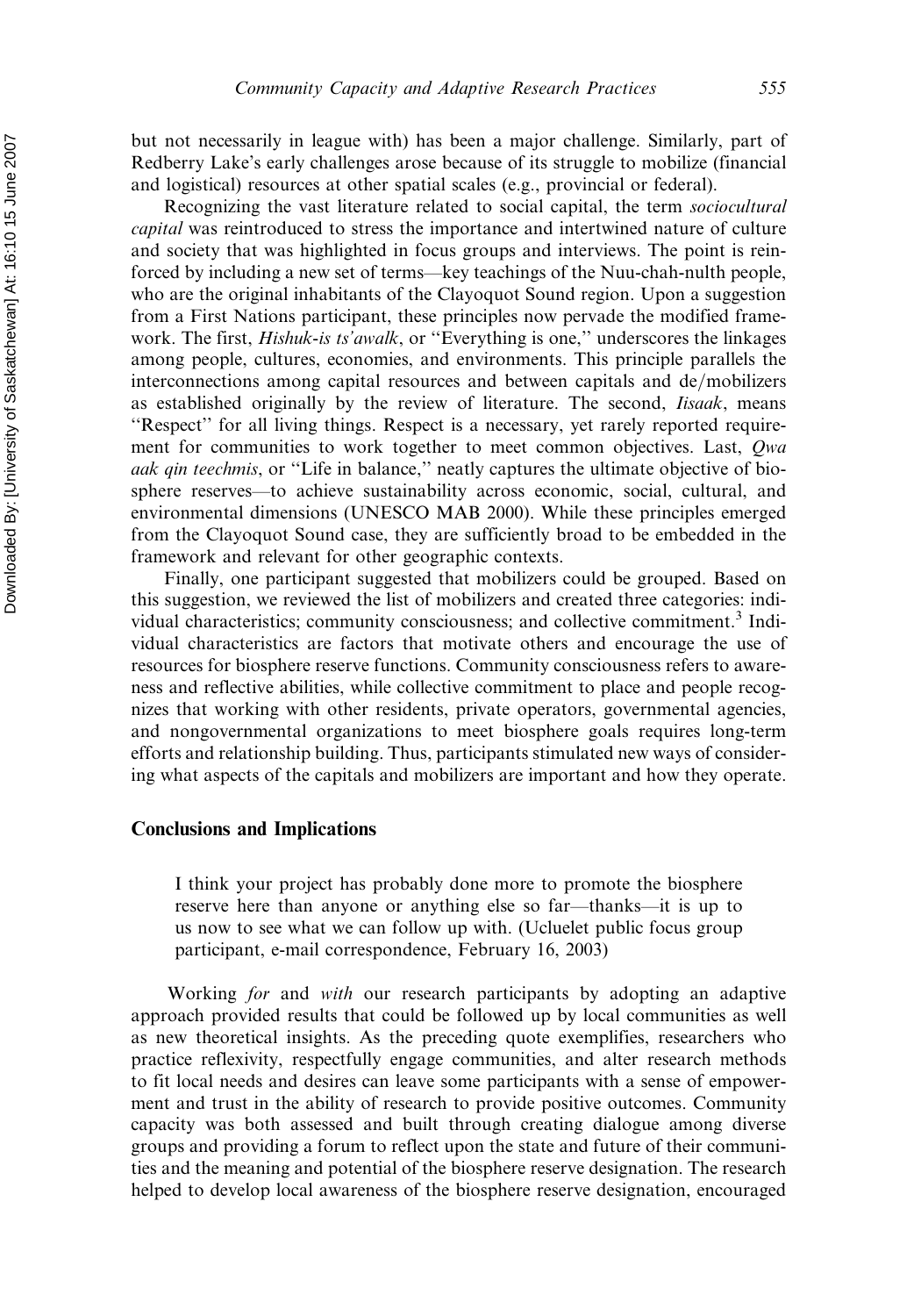but not necessarily in league with) has been a major challenge. Similarly, part of Redberry Lake's early challenges arose because of its struggle to mobilize (financial and logistical) resources at other spatial scales (e.g., provincial or federal).

Recognizing the vast literature related to social capital, the term *sociocultural capital* was reintroduced to stress the importance and intertwined nature of culture and society that was highlighted in focus groups and interviews. The point is reinforced by including a new set of terms—key teachings of the Nuu-chah-nulth people, who are the original inhabitants of the Clayoquot Sound region. Upon a suggestion from a First Nations participant, these principles now pervade the modified framework. The first, *Hishuk-is ts'awalk*, or ''Everything is one,'' underscores the linkages among people, cultures, economies, and environments. This principle parallels the interconnections among capital resources and between capitals and de/mobilizers as established originally by the review of literature. The second, *Iisaak*, means ''Respect'' for all living things. Respect is a necessary, yet rarely reported requirement for communities to work together to meet common objectives. Last, *Qwa aak qin teechmis*, or ''Life in balance,'' neatly captures the ultimate objective of biosphere reserves—to achieve sustainability across economic, social, cultural, and environmental dimensions (UNESCO MAB 2000). While these principles emerged from the Clayoquot Sound case, they are sufficiently broad to be embedded in the framework and relevant for other geographic contexts.

Finally, one participant suggested that mobilizers could be grouped. Based on this suggestion, we reviewed the list of mobilizers and created three categories: individual characteristics; community consciousness; and collective commitment.[3] Individual characteristics are factors that motivate others and encourage the use of resources for biosphere reserve functions. Community consciousness refers to awareness and reflective abilities, while collective commitment to place and people recognizes that working with other residents, private operators, governmental agencies, and nongovernmental organizations to meet biosphere goals requires long-term efforts and relationship building. Thus, participants stimulated new ways of considering what aspects of the capitals and mobilizers are important and how they operate.

## Conclusions and Implications

> I think your project has probably done more to promote the biosphere reserve here than anyone or anything else so far—thanks—it is up to us now to see what we can follow up with. (Ucluelet public focus group participant, e-mail correspondence, February 16, 2003)

Working *for* and *with* our research participants by adopting an adaptive approach provided results that could be followed up by local communities as well as new theoretical insights. As the preceding quote exemplifies, researchers who practice reflexivity, respectfully engage communities, and alter research methods to fit local needs and desires can leave some participants with a sense of empowerment and trust in the ability of research to provide positive outcomes. Community capacity was both assessed and built through creating dialogue among diverse groups and providing a forum to reflect upon the state and future of their communities and the meaning and potential of the biosphere reserve designation. The research helped to develop local awareness of the biosphere reserve designation, encouraged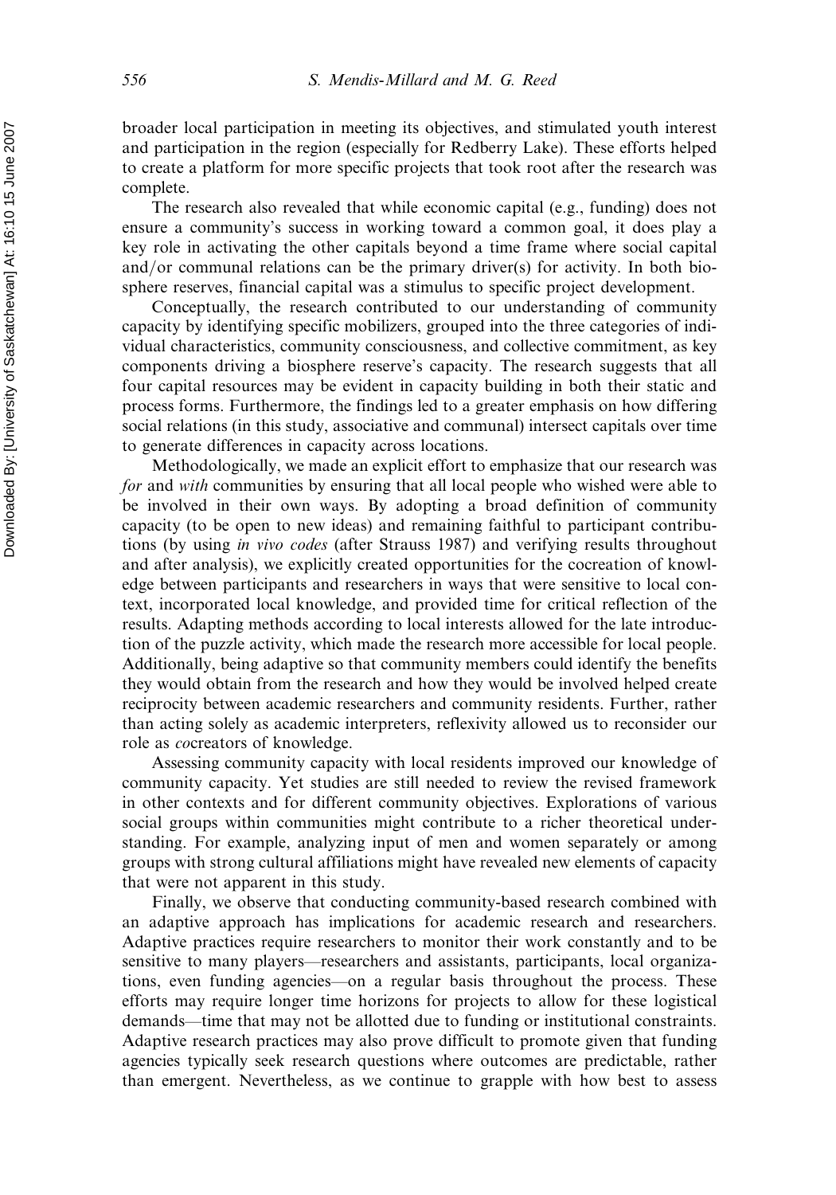broader local participation in meeting its objectives, and stimulated youth interest and participation in the region (especially for Redberry Lake). These efforts helped to create a platform for more specific projects that took root after the research was complete.

The research also revealed that while economic capital (e.g., funding) does not ensure a community's success in working toward a common goal, it does play a key role in activating the other capitals beyond a time frame where social capital and/or communal relations can be the primary driver(s) for activity. In both biosphere reserves, financial capital was a stimulus to specific project development.

Conceptually, the research contributed to our understanding of community capacity by identifying specific mobilizers, grouped into the three categories of individual characteristics, community consciousness, and collective commitment, as key components driving a biosphere reserve's capacity. The research suggests that all four capital resources may be evident in capacity building in both their static and process forms. Furthermore, the findings led to a greater emphasis on how differing social relations (in this study, associative and communal) intersect capitals over time to generate differences in capacity across locations.

Methodologically, we made an explicit effort to emphasize that our research was *for* and *with* communities by ensuring that all local people who wished were able to be involved in their own ways. By adopting a broad definition of community capacity (to be open to new ideas) and remaining faithful to participant contributions (by using *in vivo codes* (after Strauss 1987) and verifying results throughout and after analysis), we explicitly created opportunities for the cocreation of knowledge between participants and researchers in ways that were sensitive to local context, incorporated local knowledge, and provided time for critical reflection of the results. Adapting methods according to local interests allowed for the late introduction of the puzzle activity, which made the research more accessible for local people. Additionally, being adaptive so that community members could identify the benefits they would obtain from the research and how they would be involved helped create reciprocity between academic researchers and community residents. Further, rather than acting solely as academic interpreters, reflexivity allowed us to reconsider our role as *co*creators of knowledge.

Assessing community capacity with local residents improved our knowledge of community capacity. Yet studies are still needed to review the revised framework in other contexts and for different community objectives. Explorations of various social groups within communities might contribute to a richer theoretical understanding. For example, analyzing input of men and women separately or among groups with strong cultural affiliations might have revealed new elements of capacity that were not apparent in this study.

Finally, we observe that conducting community-based research combined with an adaptive approach has implications for academic research and researchers. Adaptive practices require researchers to monitor their work constantly and to be sensitive to many players—researchers and assistants, participants, local organizations, even funding agencies—on a regular basis throughout the process. These efforts may require longer time horizons for projects to allow for these logistical demands—time that may not be allotted due to funding or institutional constraints. Adaptive research practices may also prove difficult to promote given that funding agencies typically seek research questions where outcomes are predictable, rather than emergent. Nevertheless, as we continue to grapple with how best to assess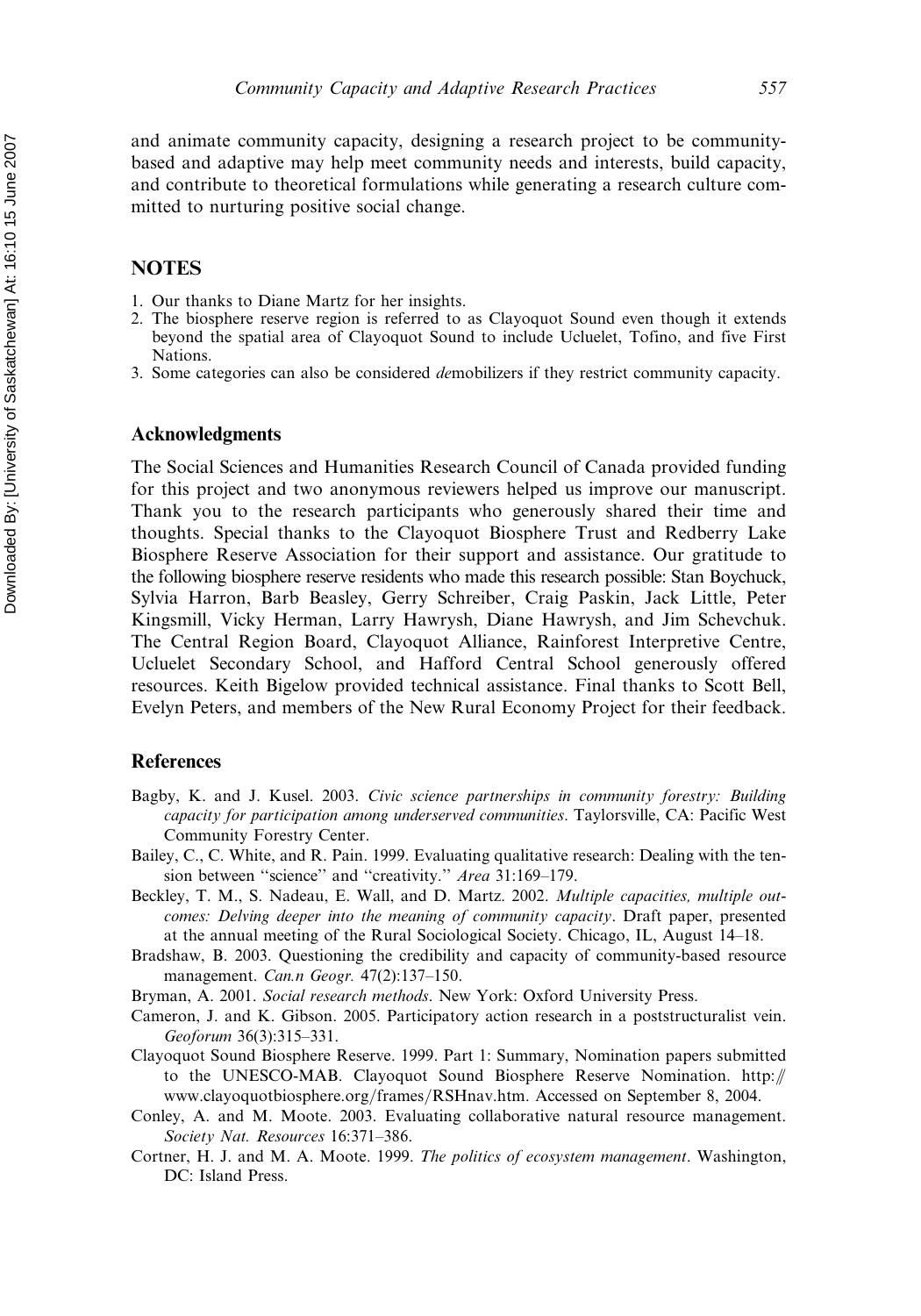and animate community capacity, designing a research project to be community-based and adaptive may help meet community needs and interests, build capacity, and contribute to theoretical formulations while generating a research culture committed to nurturing positive social change.

## NOTES

1. Our thanks to Diane Martz for her insights.
2. The biosphere reserve region is referred to as Clayoquot Sound even though it extends beyond the spatial area of Clayoquot Sound to include Ucluelet, Tofino, and five First Nations.
3. Some categories can also be considered *de*mobilizers if they restrict community capacity.

### Acknowledgments

The Social Sciences and Humanities Research Council of Canada provided funding for this project and two anonymous reviewers helped us improve our manuscript. Thank you to the research participants who generously shared their time and thoughts. Special thanks to the Clayoquot Biosphere Trust and Redberry Lake Biosphere Reserve Association for their support and assistance. Our gratitude to the following biosphere reserve residents who made this research possible: Stan Boychuck, Sylvia Harron, Barb Beasley, Gerry Schreiber, Craig Paskin, Jack Little, Peter Kingsmill, Vicky Herman, Larry Hawrysh, Diane Hawrysh, and Jim Schevchuk. The Central Region Board, Clayoquot Alliance, Rainforest Interpretive Centre, Ucluelet Secondary School, and Hafford Central School generously offered resources. Keith Bigelow provided technical assistance. Final thanks to Scott Bell, Evelyn Peters, and members of the New Rural Economy Project for their feedback.

### References

Bagby, K. and J. Kusel. 2003. *Civic science partnerships in community forestry: Building capacity for participation among underserved communities*. Taylorsville, CA: Pacific West Community Forestry Center.

Bailey, C., C. White, and R. Pain. 1999. Evaluating qualitative research: Dealing with the tension between ''science'' and ''creativity.'' *Area* 31:169–179.

Beckley, T. M., S. Nadeau, E. Wall, and D. Martz. 2002. *Multiple capacities, multiple outcomes: Delving deeper into the meaning of community capacity*. Draft paper, presented at the annual meeting of the Rural Sociological Society. Chicago, IL, August 14–18.

Bradshaw, B. 2003. Questioning the credibility and capacity of community-based resource management. *Can.n Geogr.* 47(2):137–150.

Bryman, A. 2001. *Social research methods*. New York: Oxford University Press.

Cameron, J. and K. Gibson. 2005. Participatory action research in a poststructuralist vein. *Geoforum* 36(3):315–331.

Clayoquot Sound Biosphere Reserve. 1999. Part 1: Summary, Nomination papers submitted to the UNESCO-MAB. Clayoquot Sound Biosphere Reserve Nomination. http://www.clayoquotbiosphere.org/frames/RSHnav.htm. Accessed on September 8, 2004.

Conley, A. and M. Moote. 2003. Evaluating collaborative natural resource management. *Society Nat. Resources* 16:371–386.

Cortner, H. J. and M. A. Moote. 1999. *The politics of ecosystem management*. Washington, DC: Island Press.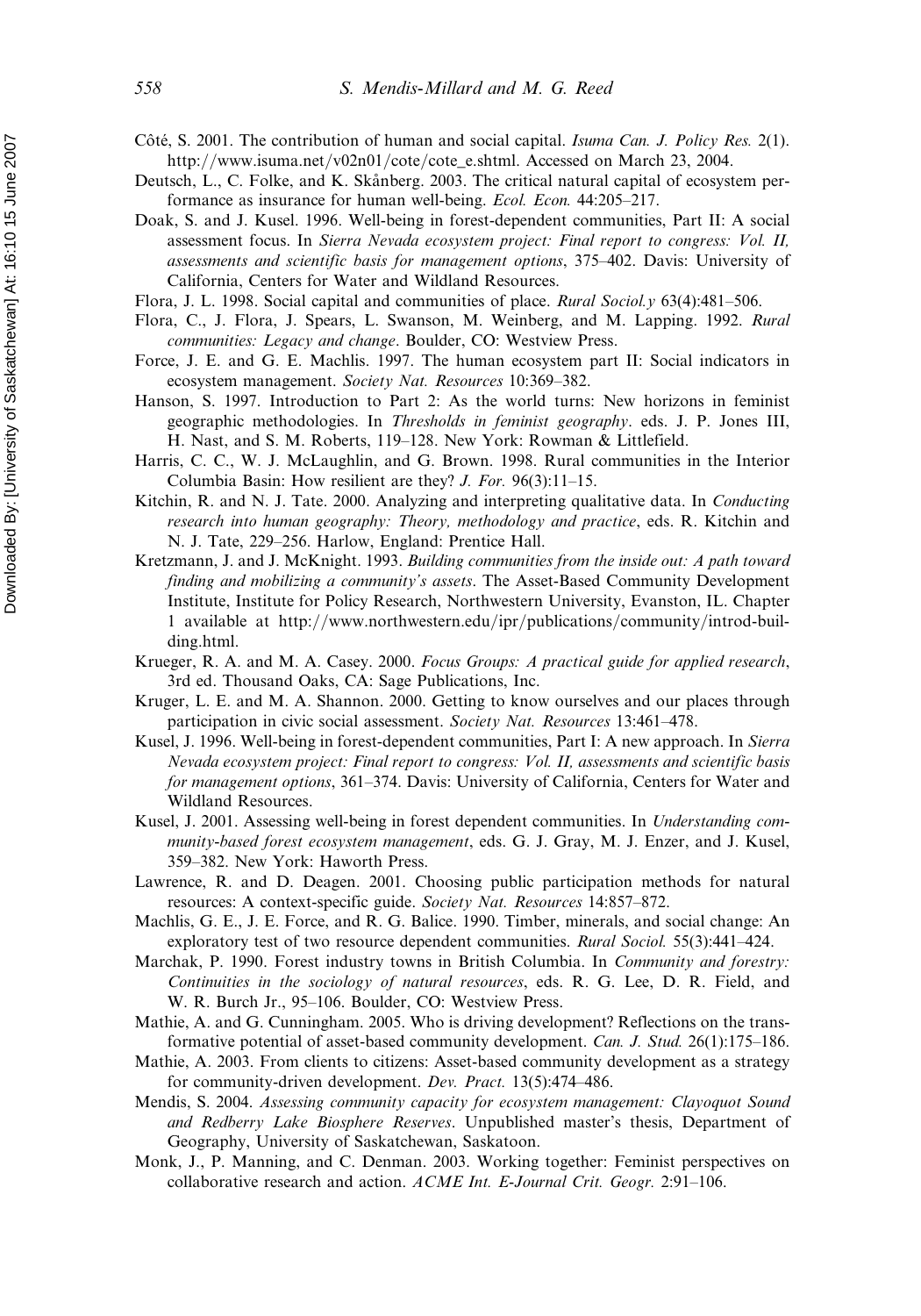Côté, S. 2001. The contribution of human and social capital. *Isuma Can. J. Policy Res.* 2(1). http://www.isuma.net/v02n01/cote/cote_e.shtml. Accessed on March 23, 2004.

Deutsch, L., C. Folke, and K. Skånberg. 2003. The critical natural capital of ecosystem performance as insurance for human well-being. *Ecol. Econ.* 44:205–217.

Doak, S. and J. Kusel. 1996. Well-being in forest-dependent communities, Part II: A social assessment focus. In *Sierra Nevada ecosystem project: Final report to congress: Vol. II, assessments and scientific basis for management options*, 375–402. Davis: University of California, Centers for Water and Wildland Resources.

Flora, J. L. 1998. Social capital and communities of place. *Rural Sociol.y* 63(4):481–506.

Flora, C., J. Flora, J. Spears, L. Swanson, M. Weinberg, and M. Lapping. 1992. *Rural communities: Legacy and change*. Boulder, CO: Westview Press.

Force, J. E. and G. E. Machlis. 1997. The human ecosystem part II: Social indicators in ecosystem management. *Society Nat. Resources* 10:369–382.

Hanson, S. 1997. Introduction to Part 2: As the world turns: New horizons in feminist geographic methodologies. In *Thresholds in feminist geography*. eds. J. P. Jones III, H. Nast, and S. M. Roberts, 119–128. New York: Rowman & Littlefield.

Harris, C. C., W. J. McLaughlin, and G. Brown. 1998. Rural communities in the Interior Columbia Basin: How resilient are they? *J. For.* 96(3):11–15.

Kitchin, R. and N. J. Tate. 2000. Analyzing and interpreting qualitative data. In *Conducting research into human geography: Theory, methodology and practice*, eds. R. Kitchin and N. J. Tate, 229–256. Harlow, England: Prentice Hall.

Kretzmann, J. and J. McKnight. 1993. *Building communities from the inside out: A path toward finding and mobilizing a community's assets*. The Asset-Based Community Development Institute, Institute for Policy Research, Northwestern University, Evanston, IL. Chapter 1 available at http://www.northwestern.edu/ipr/publications/community/introd-building.html.

Krueger, R. A. and M. A. Casey. 2000. *Focus Groups: A practical guide for applied research*, 3rd ed. Thousand Oaks, CA: Sage Publications, Inc.

Kruger, L. E. and M. A. Shannon. 2000. Getting to know ourselves and our places through participation in civic social assessment. *Society Nat. Resources* 13:461–478.

Kusel, J. 1996. Well-being in forest-dependent communities, Part I: A new approach. In *Sierra Nevada ecosystem project: Final report to congress: Vol. II, assessments and scientific basis for management options*, 361–374. Davis: University of California, Centers for Water and Wildland Resources.

Kusel, J. 2001. Assessing well-being in forest dependent communities. In *Understanding community-based forest ecosystem management*, eds. G. J. Gray, M. J. Enzer, and J. Kusel, 359–382. New York: Haworth Press.

Lawrence, R. and D. Deagen. 2001. Choosing public participation methods for natural resources: A context-specific guide. *Society Nat. Resources* 14:857–872.

Machlis, G. E., J. E. Force, and R. G. Balice. 1990. Timber, minerals, and social change: An exploratory test of two resource dependent communities. *Rural Sociol.* 55(3):441–424.

Marchak, P. 1990. Forest industry towns in British Columbia. In *Community and forestry: Continuities in the sociology of natural resources*, eds. R. G. Lee, D. R. Field, and W. R. Burch Jr., 95–106. Boulder, CO: Westview Press.

Mathie, A. and G. Cunningham. 2005. Who is driving development? Reflections on the transformative potential of asset-based community development. *Can. J. Stud.* 26(1):175–186.

Mathie, A. 2003. From clients to citizens: Asset-based community development as a strategy for community-driven development. *Dev. Pract.* 13(5):474–486.

Mendis, S. 2004. *Assessing community capacity for ecosystem management: Clayoquot Sound and Redberry Lake Biosphere Reserves*. Unpublished master's thesis, Department of Geography, University of Saskatchewan, Saskatoon.

Monk, J., P. Manning, and C. Denman. 2003. Working together: Feminist perspectives on collaborative research and action. *ACME Int. E-Journal Crit. Geogr.* 2:91–106.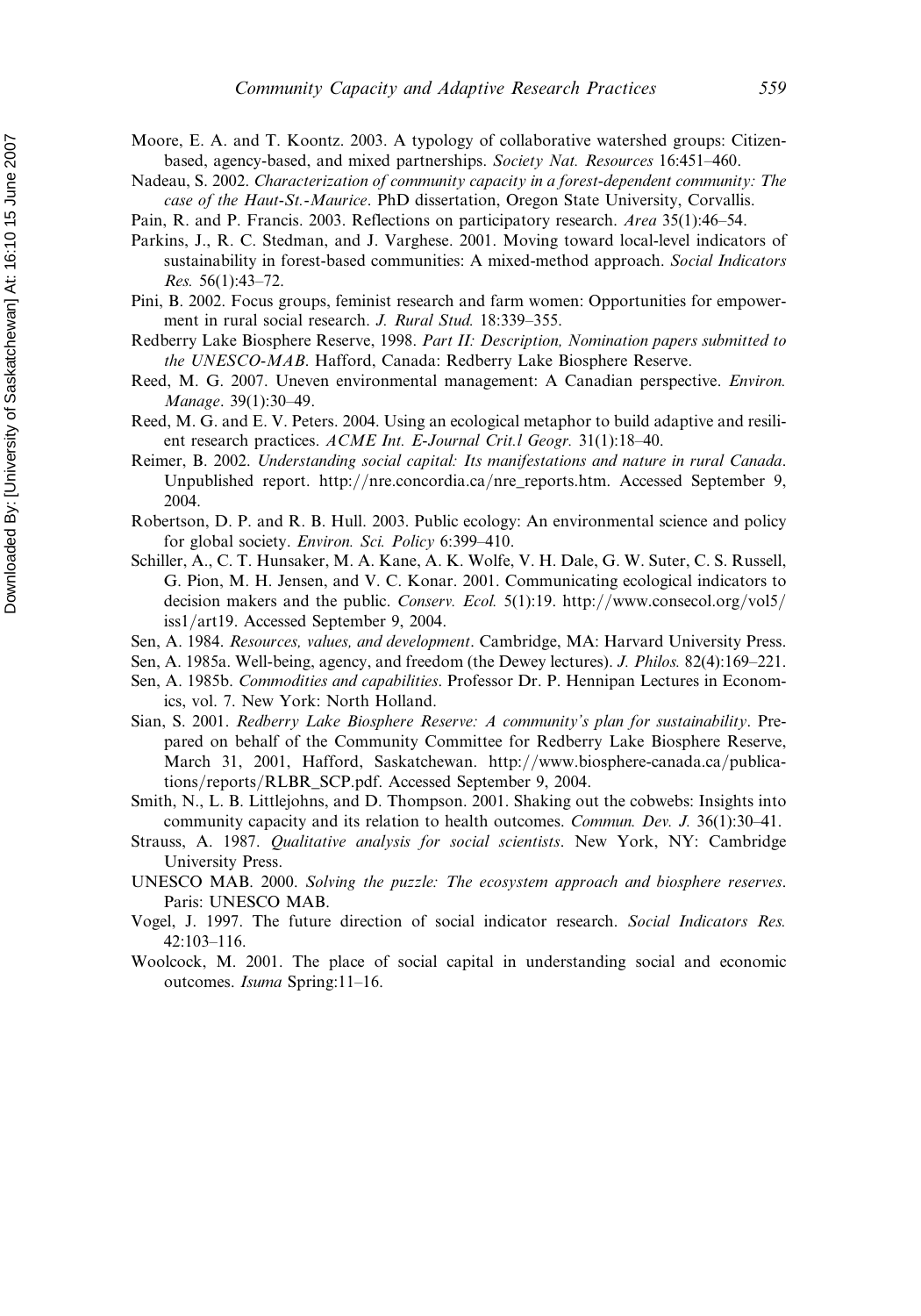Moore, E. A. and T. Koontz. 2003. A typology of collaborative watershed groups: Citizen-based, agency-based, and mixed partnerships. *Society Nat. Resources* 16:451–460.

Nadeau, S. 2002. *Characterization of community capacity in a forest-dependent community: The case of the Haut-St.-Maurice*. PhD dissertation, Oregon State University, Corvallis.

Pain, R. and P. Francis. 2003. Reflections on participatory research. *Area* 35(1):46–54.

Parkins, J., R. C. Stedman, and J. Varghese. 2001. Moving toward local-level indicators of sustainability in forest-based communities: A mixed-method approach. *Social Indicators Res.* 56(1):43–72.

Pini, B. 2002. Focus groups, feminist research and farm women: Opportunities for empowerment in rural social research. *J. Rural Stud.* 18:339–355.

Redberry Lake Biosphere Reserve, 1998. *Part II: Description, Nomination papers submitted to the UNESCO-MAB*. Hafford, Canada: Redberry Lake Biosphere Reserve.

Reed, M. G. 2007. Uneven environmental management: A Canadian perspective. *Environ. Manage*. 39(1):30–49.

Reed, M. G. and E. V. Peters. 2004. Using an ecological metaphor to build adaptive and resilient research practices. *ACME Int. E-Journal Crit.l Geogr.* 31(1):18–40.

Reimer, B. 2002. *Understanding social capital: Its manifestations and nature in rural Canada*. Unpublished report. http://nre.concordia.ca/nre_reports.htm. Accessed September 9, 2004.

Robertson, D. P. and R. B. Hull. 2003. Public ecology: An environmental science and policy for global society. *Environ. Sci. Policy* 6:399–410.

Schiller, A., C. T. Hunsaker, M. A. Kane, A. K. Wolfe, V. H. Dale, G. W. Suter, C. S. Russell, G. Pion, M. H. Jensen, and V. C. Konar. 2001. Communicating ecological indicators to decision makers and the public. *Conserv. Ecol.* 5(1):19. http://www.consecol.org/vol5/iss1/art19. Accessed September 9, 2004.

Sen, A. 1984. *Resources, values, and development*. Cambridge, MA: Harvard University Press.

Sen, A. 1985a. Well-being, agency, and freedom (the Dewey lectures). *J. Philos.* 82(4):169–221.

Sen, A. 1985b. *Commodities and capabilities*. Professor Dr. P. Hennipan Lectures in Economics, vol. 7. New York: North Holland.

Sian, S. 2001. *Redberry Lake Biosphere Reserve: A community's plan for sustainability*. Prepared on behalf of the Community Committee for Redberry Lake Biosphere Reserve, March 31, 2001, Hafford, Saskatchewan. http://www.biosphere-canada.ca/publications/reports/RLBR_SCP.pdf. Accessed September 9, 2004.

Smith, N., L. B. Littlejohns, and D. Thompson. 2001. Shaking out the cobwebs: Insights into community capacity and its relation to health outcomes. *Commun. Dev. J.* 36(1):30–41.

Strauss, A. 1987. *Qualitative analysis for social scientists*. New York, NY: Cambridge University Press.

UNESCO MAB. 2000. *Solving the puzzle: The ecosystem approach and biosphere reserves*. Paris: UNESCO MAB.

Vogel, J. 1997. The future direction of social indicator research. *Social Indicators Res.* 42:103–116.

Woolcock, M. 2001. The place of social capital in understanding social and economic outcomes. *Isuma* Spring:11–16.